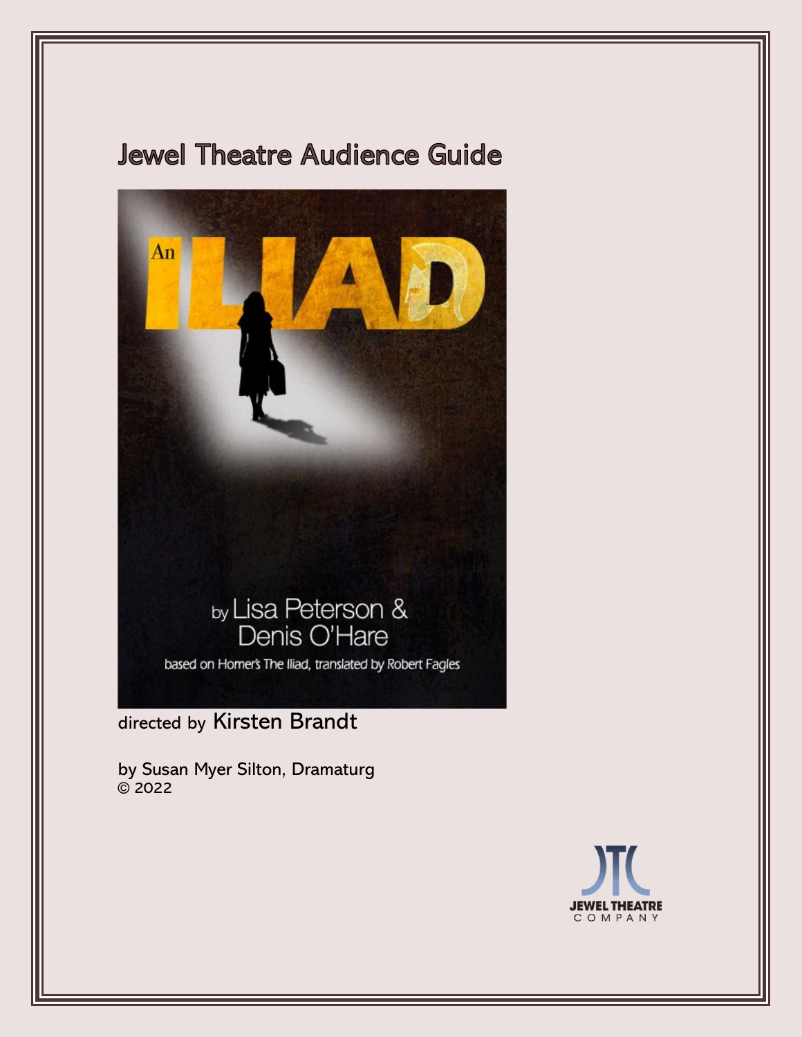# Jewel Theatre Audience Guide

An ILIAD

by Lisa Peterson & Denis O'Hare

based on Homer's The Iliad, translated by Robert Fagles

directed by Kirsten Brandt

by Susan Myer Silton, Dramaturg
© 2022

JEWEL THEATRE COMPANY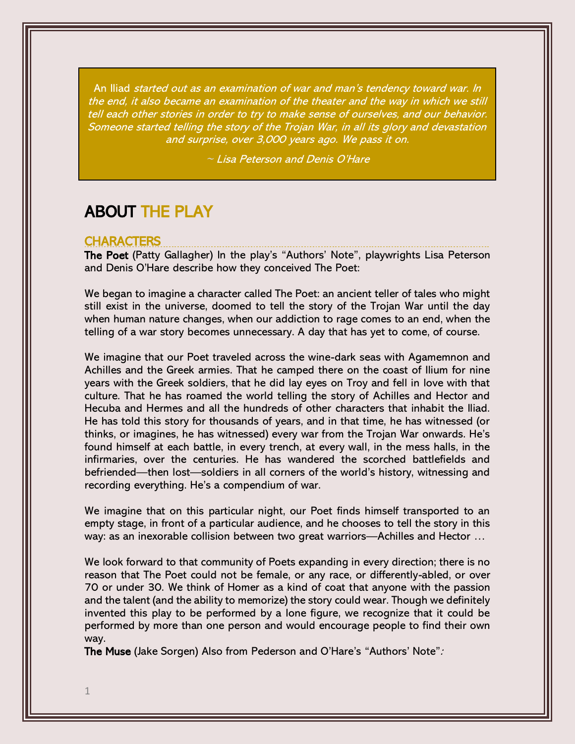> An Iliad *started out as an examination of war and man's tendency toward war. In the end, it also became an examination of the theater and the way in which we still tell each other stories in order to try to make sense of ourselves, and our behavior. Someone started telling the story of the Trojan War, in all its glory and devastation and surprise, over 3,000 years ago. We pass it on.*
>
> *~ Lisa Peterson and Denis O'Hare*

# ABOUT THE PLAY

## CHARACTERS

**The Poet** (Patty Gallagher) In the play's "Authors' Note", playwrights Lisa Peterson and Denis O'Hare describe how they conceived The Poet:

We began to imagine a character called The Poet: an ancient teller of tales who might still exist in the universe, doomed to tell the story of the Trojan War until the day when human nature changes, when our addiction to rage comes to an end, when the telling of a war story becomes unnecessary. A day that has yet to come, of course.

We imagine that our Poet traveled across the wine-dark seas with Agamemnon and Achilles and the Greek armies. That he camped there on the coast of Ilium for nine years with the Greek soldiers, that he did lay eyes on Troy and fell in love with that culture. That he has roamed the world telling the story of Achilles and Hector and Hecuba and Hermes and all the hundreds of other characters that inhabit the Iliad. He has told this story for thousands of years, and in that time, he has witnessed (or thinks, or imagines, he has witnessed) every war from the Trojan War onwards. He's found himself at each battle, in every trench, at every wall, in the mess halls, in the infirmaries, over the centuries. He has wandered the scorched battlefields and befriended—then lost—soldiers in all corners of the world's history, witnessing and recording everything. He's a compendium of war.

We imagine that on this particular night, our Poet finds himself transported to an empty stage, in front of a particular audience, and he chooses to tell the story in this way: as an inexorable collision between two great warriors—Achilles and Hector …

We look forward to that community of Poets expanding in every direction; there is no reason that The Poet could not be female, or any race, or differently-abled, or over 70 or under 30. We think of Homer as a kind of coat that anyone with the passion and the talent (and the ability to memorize) the story could wear. Though we definitely invented this play to be performed by a lone figure, we recognize that it could be performed by more than one person and would encourage people to find their own way.

**The Muse** (Jake Sorgen) Also from Pederson and O'Hare's "Authors' Note"*:*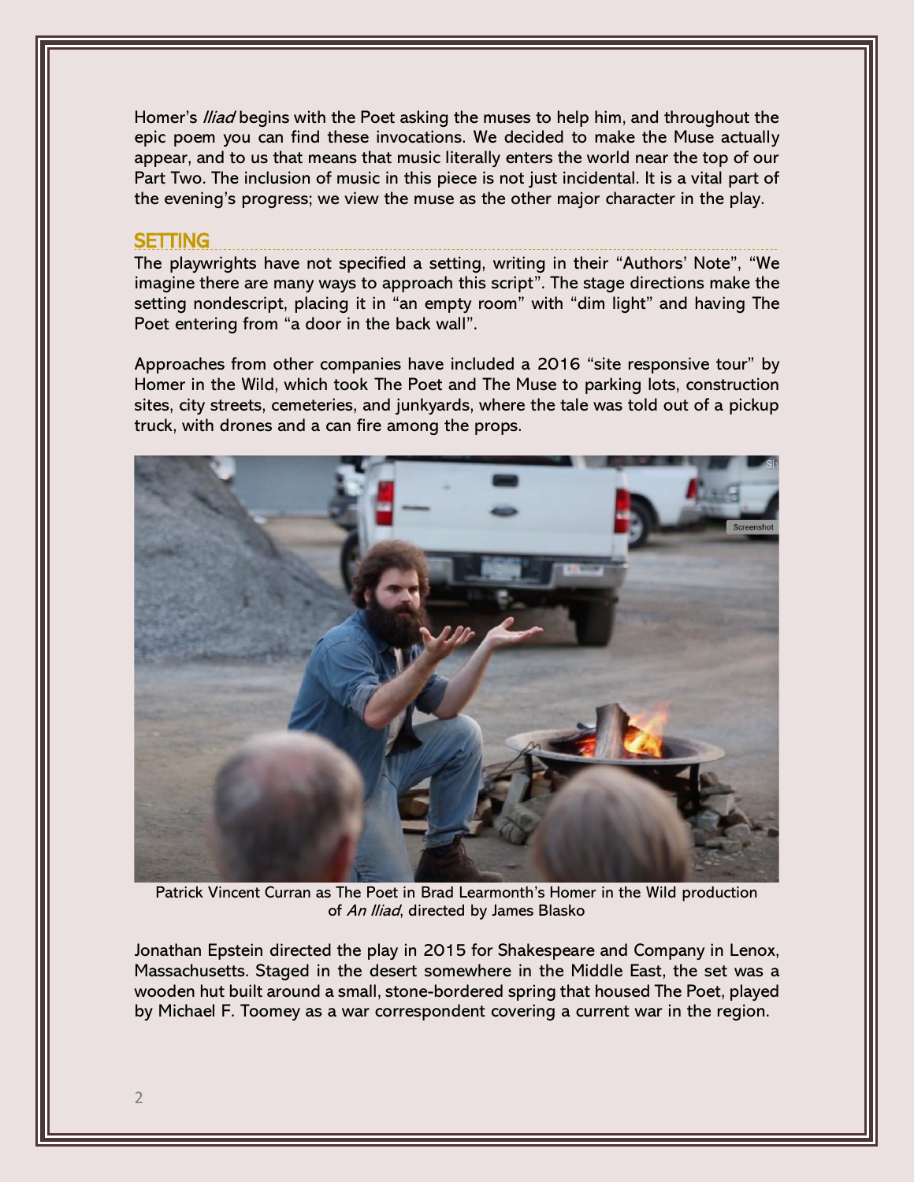Homer's *Iliad* begins with the Poet asking the muses to help him, and throughout the epic poem you can find these invocations. We decided to make the Muse actually appear, and to us that means that music literally enters the world near the top of our Part Two. The inclusion of music in this piece is not just incidental. It is a vital part of the evening's progress; we view the muse as the other major character in the play.

## SETTING

The playwrights have not specified a setting, writing in their "Authors' Note", "We imagine there are many ways to approach this script". The stage directions make the setting nondescript, placing it in "an empty room" with "dim light" and having The Poet entering from "a door in the back wall".

Approaches from other companies have included a 2016 "site responsive tour" by Homer in the Wild, which took The Poet and The Muse to parking lots, construction sites, city streets, cemeteries, and junkyards, where the tale was told out of a pickup truck, with drones and a can fire among the props.

Patrick Vincent Curran as The Poet in Brad Learmonth's Homer in the Wild production of *An Iliad*, directed by James Blasko

Jonathan Epstein directed the play in 2015 for Shakespeare and Company in Lenox, Massachusetts. Staged in the desert somewhere in the Middle East, the set was a wooden hut built around a small, stone-bordered spring that housed The Poet, played by Michael F. Toomey as a war correspondent covering a current war in the region.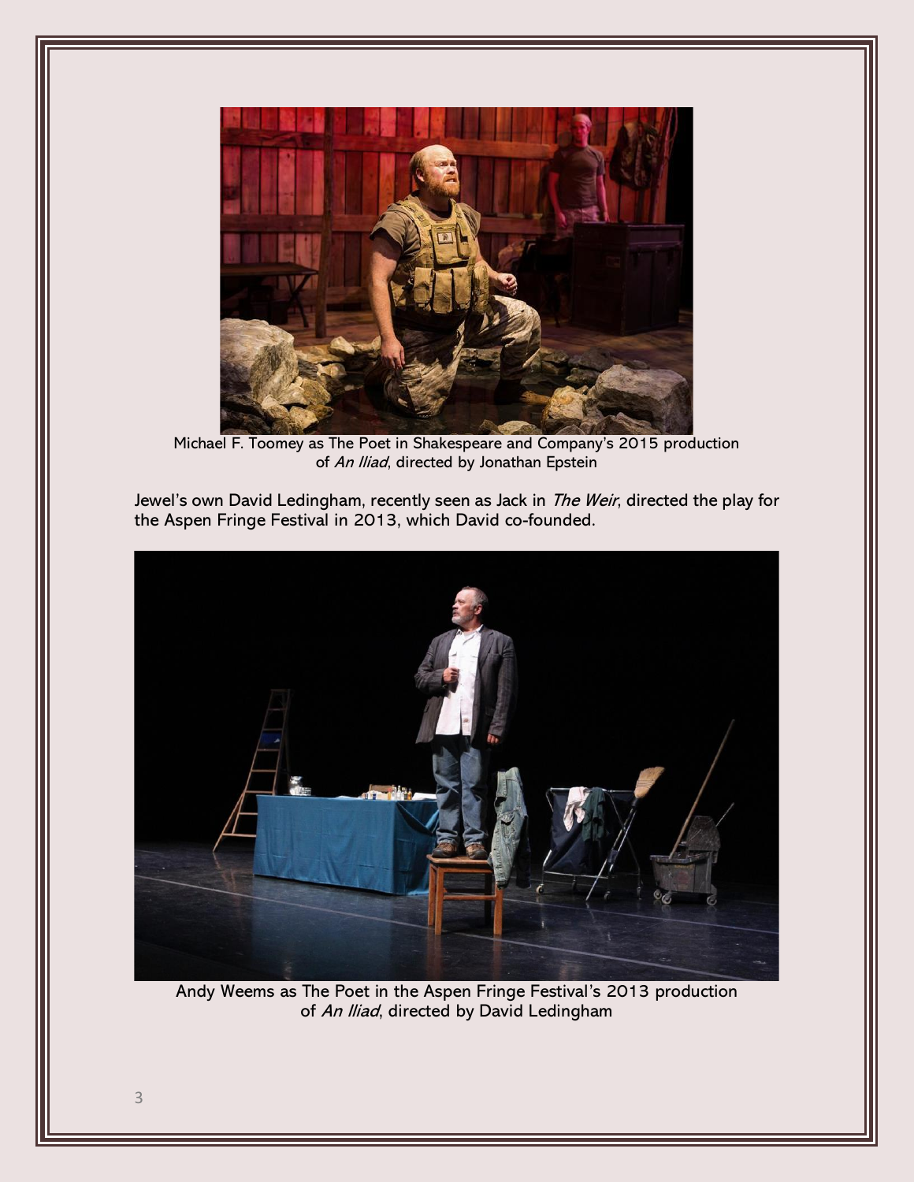Michael F. Toomey as The Poet in Shakespeare and Company's 2015 production of *An Iliad*, directed by Jonathan Epstein

Jewel's own David Ledingham, recently seen as Jack in *The Weir*, directed the play for the Aspen Fringe Festival in 2013, which David co-founded.

Andy Weems as The Poet in the Aspen Fringe Festival's 2013 production of *An Iliad*, directed by David Ledingham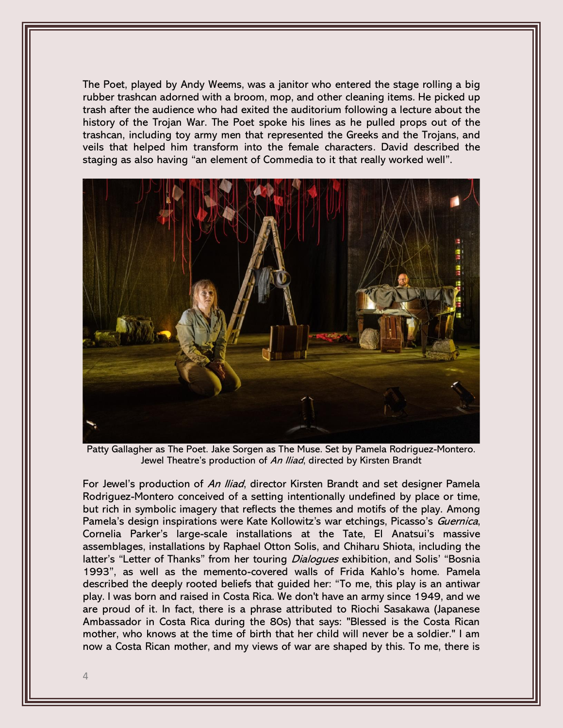The Poet, played by Andy Weems, was a janitor who entered the stage rolling a big rubber trashcan adorned with a broom, mop, and other cleaning items. He picked up trash after the audience who had exited the auditorium following a lecture about the history of the Trojan War. The Poet spoke his lines as he pulled props out of the trashcan, including toy army men that represented the Greeks and the Trojans, and veils that helped him transform into the female characters. David described the staging as also having "an element of Commedia to it that really worked well".

Patty Gallagher as The Poet. Jake Sorgen as The Muse. Set by Pamela Rodriguez-Montero. Jewel Theatre's production of *An Iliad*, directed by Kirsten Brandt

For Jewel's production of *An Iliad*, director Kirsten Brandt and set designer Pamela Rodriguez-Montero conceived of a setting intentionally undefined by place or time, but rich in symbolic imagery that reflects the themes and motifs of the play. Among Pamela's design inspirations were Kate Kollowitz's war etchings, Picasso's *Guernica*, Cornelia Parker's large-scale installations at the Tate, El Anatsui's massive assemblages, installations by Raphael Otton Solis, and Chiharu Shiota, including the latter's "Letter of Thanks" from her touring *Dialogues* exhibition, and Solis' "Bosnia 1993", as well as the memento-covered walls of Frida Kahlo's home. Pamela described the deeply rooted beliefs that guided her: "To me, this play is an antiwar play. I was born and raised in Costa Rica. We don't have an army since 1949, and we are proud of it. In fact, there is a phrase attributed to Riochi Sasakawa (Japanese Ambassador in Costa Rica during the 80s) that says: "Blessed is the Costa Rican mother, who knows at the time of birth that her child will never be a soldier." I am now a Costa Rican mother, and my views of war are shaped by this. To me, there is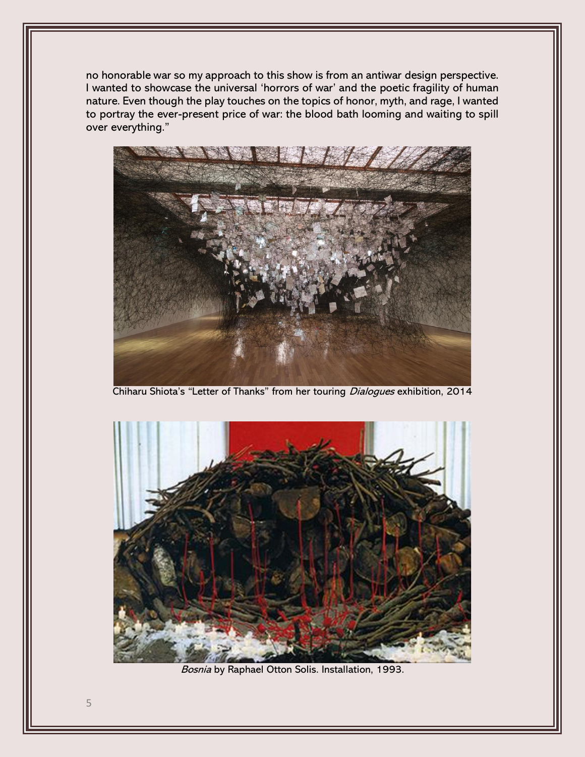no honorable war so my approach to this show is from an antiwar design perspective. I wanted to showcase the universal 'horrors of war' and the poetic fragility of human nature. Even though the play touches on the topics of honor, myth, and rage, I wanted to portray the ever-present price of war: the blood bath looming and waiting to spill over everything."

Chiharu Shiota's "Letter of Thanks" from her touring *Dialogues* exhibition, 2014

*Bosnia* by Raphael Otton Solis. Installation, 1993.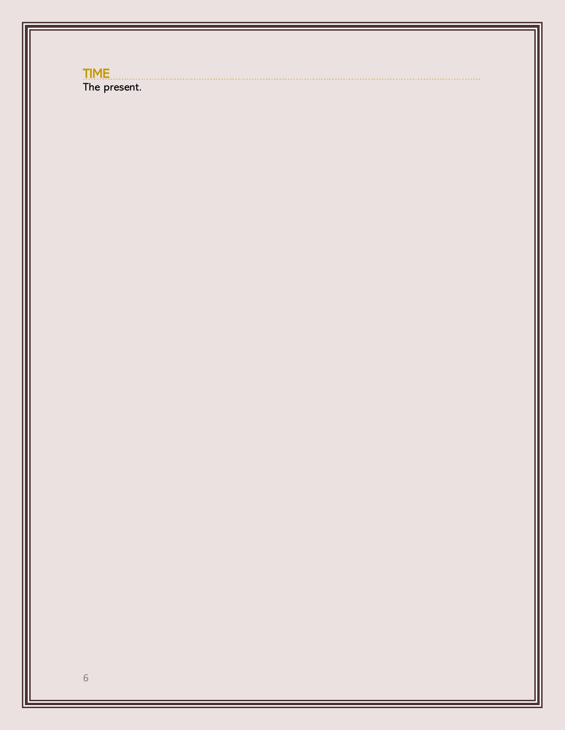## TIME

The present.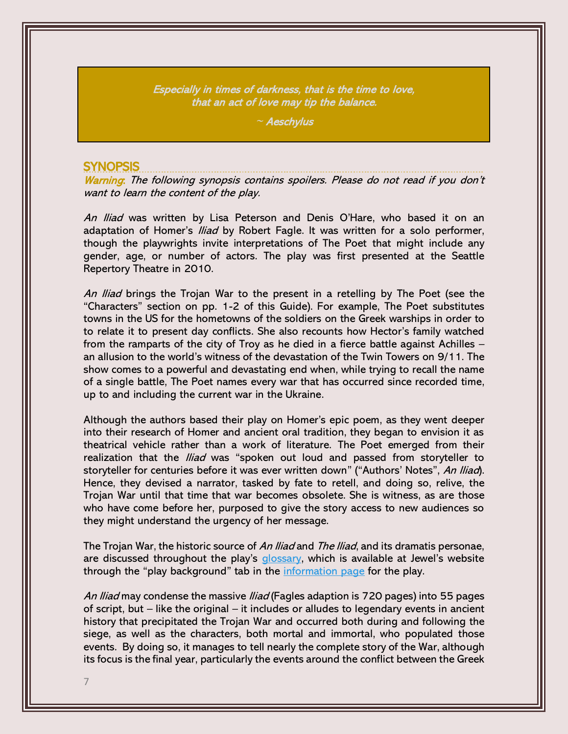> *Especially in times of darkness, that is the time to love,*
> *that an act of love may tip the balance.*
>
> *~ Aeschylus*

## SYNOPSIS

*Warning: The following synopsis contains spoilers. Please do not read if you don't want to learn the content of the play.*

*An Iliad* was written by Lisa Peterson and Denis O'Hare, who based it on an adaptation of Homer's *Iliad* by Robert Fagle. It was written for a solo performer, though the playwrights invite interpretations of The Poet that might include any gender, age, or number of actors. The play was first presented at the Seattle Repertory Theatre in 2010.

*An Iliad* brings the Trojan War to the present in a retelling by The Poet (see the "Characters" section on pp. 1-2 of this Guide). For example, The Poet substitutes towns in the US for the hometowns of the soldiers on the Greek warships in order to to relate it to present day conflicts. She also recounts how Hector's family watched from the ramparts of the city of Troy as he died in a fierce battle against Achilles – an allusion to the world's witness of the devastation of the Twin Towers on 9/11. The show comes to a powerful and devastating end when, while trying to recall the name of a single battle, The Poet names every war that has occurred since recorded time, up to and including the current war in the Ukraine.

Although the authors based their play on Homer's epic poem, as they went deeper into their research of Homer and ancient oral tradition, they began to envision it as theatrical vehicle rather than a work of literature. The Poet emerged from their realization that the *Iliad* was "spoken out loud and passed from storyteller to storyteller for centuries before it was ever written down" ("Authors' Notes", *An Iliad*). Hence, they devised a narrator, tasked by fate to retell, and doing so, relive, the Trojan War until that time that war becomes obsolete. She is witness, as are those who have come before her, purposed to give the story access to new audiences so they might understand the urgency of her message.

The Trojan War, the historic source of *An Iliad* and *The Iliad*, and its dramatis personae, are discussed throughout the play's glossary, which is available at Jewel's website through the "play background" tab in the information page for the play.

*An Iliad* may condense the massive *Iliad* (Fagles adaption is 720 pages) into 55 pages of script, but – like the original – it includes or alludes to legendary events in ancient history that precipitated the Trojan War and occurred both during and following the siege, as well as the characters, both mortal and immortal, who populated those events. By doing so, it manages to tell nearly the complete story of the War, although its focus is the final year, particularly the events around the conflict between the Greek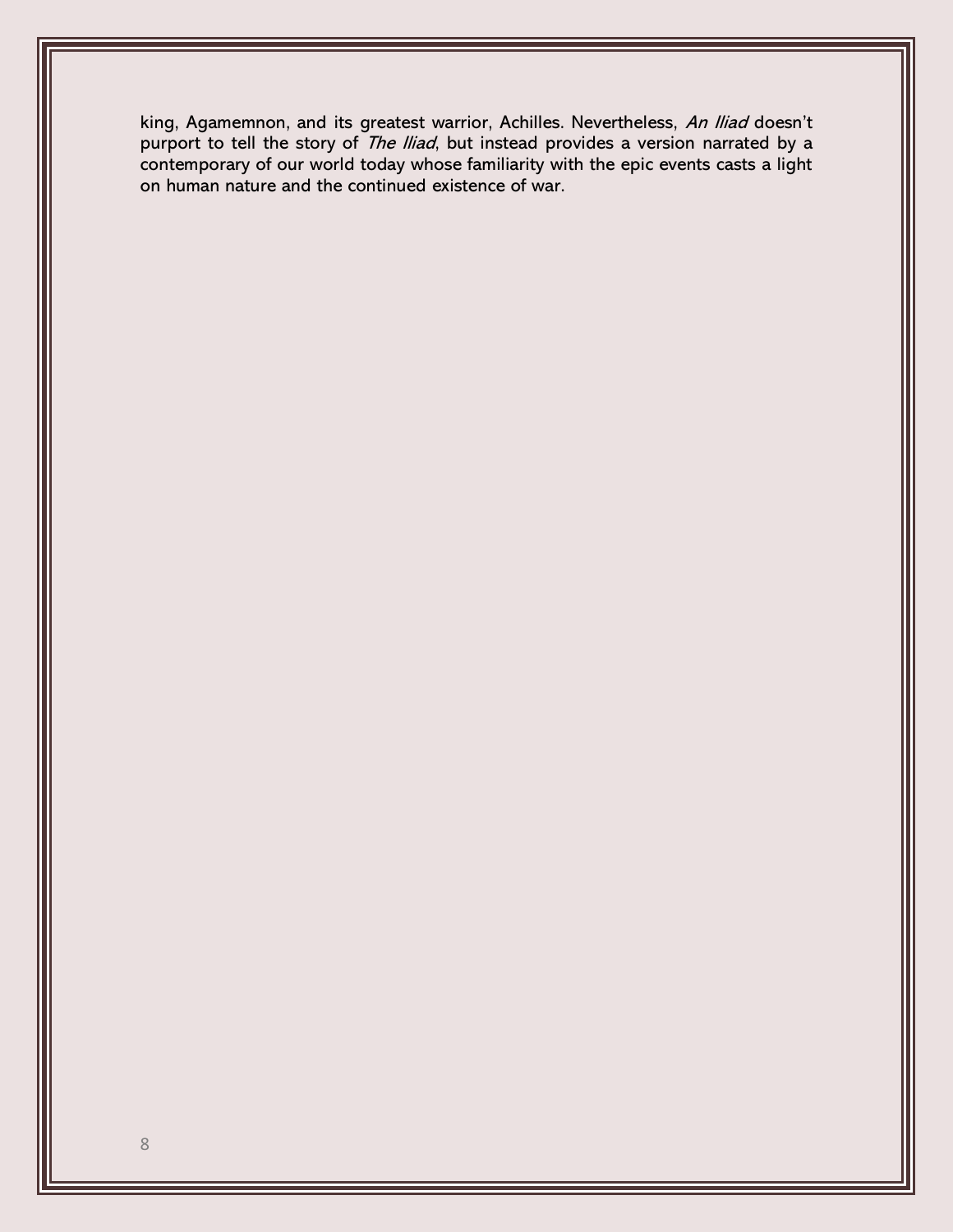king, Agamemnon, and its greatest warrior, Achilles. Nevertheless, *An Iliad* doesn't purport to tell the story of *The Iliad*, but instead provides a version narrated by a contemporary of our world today whose familiarity with the epic events casts a light on human nature and the continued existence of war.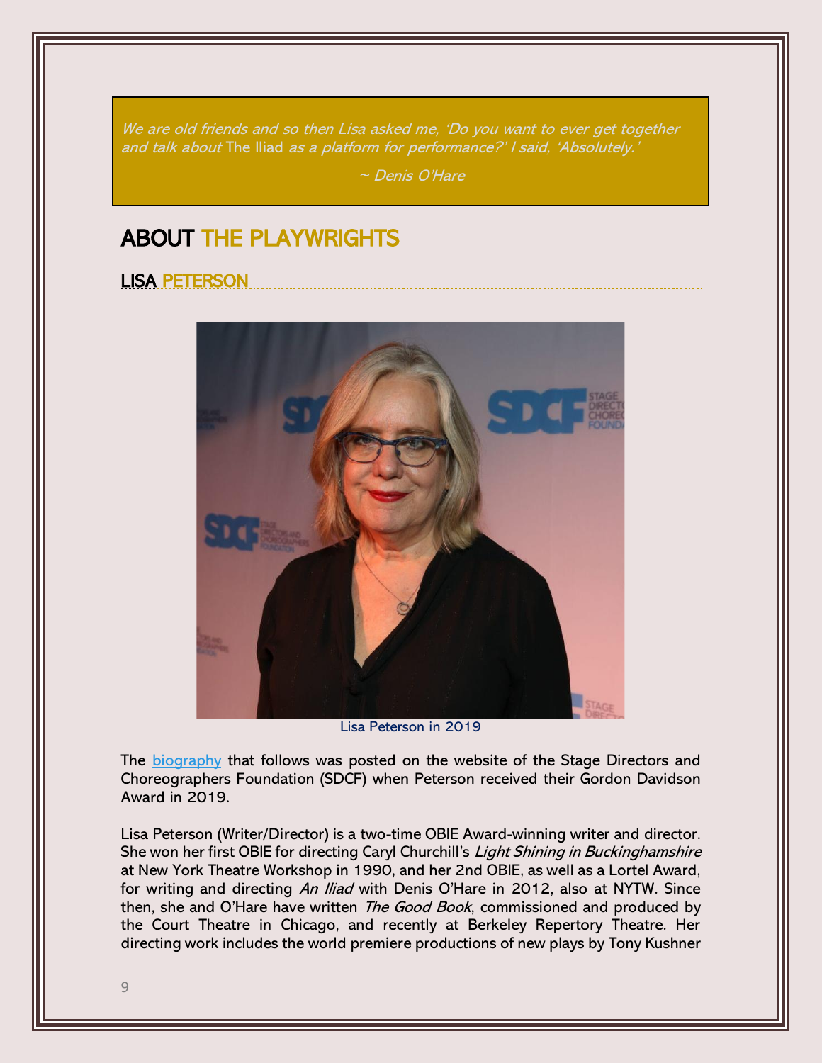> *We are old friends and so then Lisa asked me, 'Do you want to ever get together and talk about* The Iliad *as a platform for performance?' I said, 'Absolutely.'*
>
> *~ Denis O'Hare*

# ABOUT THE PLAYWRIGHTS

## LISA PETERSON

Lisa Peterson in 2019

The biography that follows was posted on the website of the Stage Directors and Choreographers Foundation (SDCF) when Peterson received their Gordon Davidson Award in 2019.

Lisa Peterson (Writer/Director) is a two-time OBIE Award-winning writer and director. She won her first OBIE for directing Caryl Churchill's *Light Shining in Buckinghamshire* at New York Theatre Workshop in 1990, and her 2nd OBIE, as well as a Lortel Award, for writing and directing *An Iliad* with Denis O'Hare in 2012, also at NYTW. Since then, she and O'Hare have written *The Good Book*, commissioned and produced by the Court Theatre in Chicago, and recently at Berkeley Repertory Theatre. Her directing work includes the world premiere productions of new plays by Tony Kushner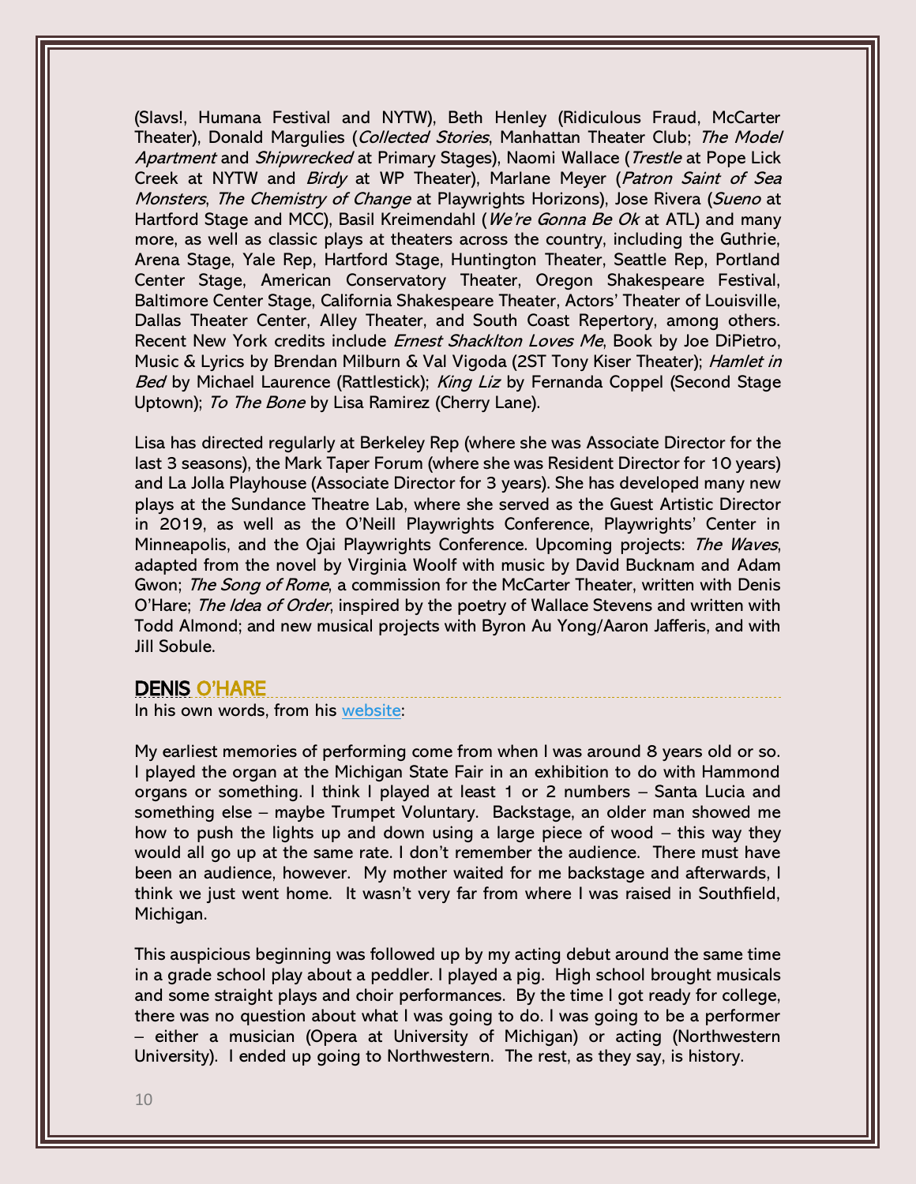(Slavs!, Humana Festival and NYTW), Beth Henley (Ridiculous Fraud, McCarter Theater), Donald Margulies (*Collected Stories*, Manhattan Theater Club; *The Model Apartment* and *Shipwrecked* at Primary Stages), Naomi Wallace (*Trestle* at Pope Lick Creek at NYTW and *Birdy* at WP Theater), Marlane Meyer (*Patron Saint of Sea Monsters*, *The Chemistry of Change* at Playwrights Horizons), Jose Rivera (*Sueno* at Hartford Stage and MCC), Basil Kreimendahl (*We're Gonna Be Ok* at ATL) and many more, as well as classic plays at theaters across the country, including the Guthrie, Arena Stage, Yale Rep, Hartford Stage, Huntington Theater, Seattle Rep, Portland Center Stage, American Conservatory Theater, Oregon Shakespeare Festival, Baltimore Center Stage, California Shakespeare Theater, Actors' Theater of Louisville, Dallas Theater Center, Alley Theater, and South Coast Repertory, among others. Recent New York credits include *Ernest Shacklton Loves Me*, Book by Joe DiPietro, Music & Lyrics by Brendan Milburn & Val Vigoda (2ST Tony Kiser Theater); *Hamlet in Bed* by Michael Laurence (Rattlestick); *King Liz* by Fernanda Coppel (Second Stage Uptown); *To The Bone* by Lisa Ramirez (Cherry Lane).

Lisa has directed regularly at Berkeley Rep (where she was Associate Director for the last 3 seasons), the Mark Taper Forum (where she was Resident Director for 10 years) and La Jolla Playhouse (Associate Director for 3 years). She has developed many new plays at the Sundance Theatre Lab, where she served as the Guest Artistic Director in 2019, as well as the O'Neill Playwrights Conference, Playwrights' Center in Minneapolis, and the Ojai Playwrights Conference. Upcoming projects: *The Waves*, adapted from the novel by Virginia Woolf with music by David Bucknam and Adam Gwon; *The Song of Rome*, a commission for the McCarter Theater, written with Denis O'Hare; *The Idea of Order*, inspired by the poetry of Wallace Stevens and written with Todd Almond; and new musical projects with Byron Au Yong/Aaron Jafferis, and with Jill Sobule.

## DENIS O'HARE

In his own words, from his [website](website):

My earliest memories of performing come from when I was around 8 years old or so. I played the organ at the Michigan State Fair in an exhibition to do with Hammond organs or something. I think I played at least 1 or 2 numbers – Santa Lucia and something else – maybe Trumpet Voluntary. Backstage, an older man showed me how to push the lights up and down using a large piece of wood – this way they would all go up at the same rate. I don't remember the audience. There must have been an audience, however. My mother waited for me backstage and afterwards, I think we just went home. It wasn't very far from where I was raised in Southfield, Michigan.

This auspicious beginning was followed up by my acting debut around the same time in a grade school play about a peddler. I played a pig. High school brought musicals and some straight plays and choir performances. By the time I got ready for college, there was no question about what I was going to do. I was going to be a performer – either a musician (Opera at University of Michigan) or acting (Northwestern University). I ended up going to Northwestern. The rest, as they say, is history.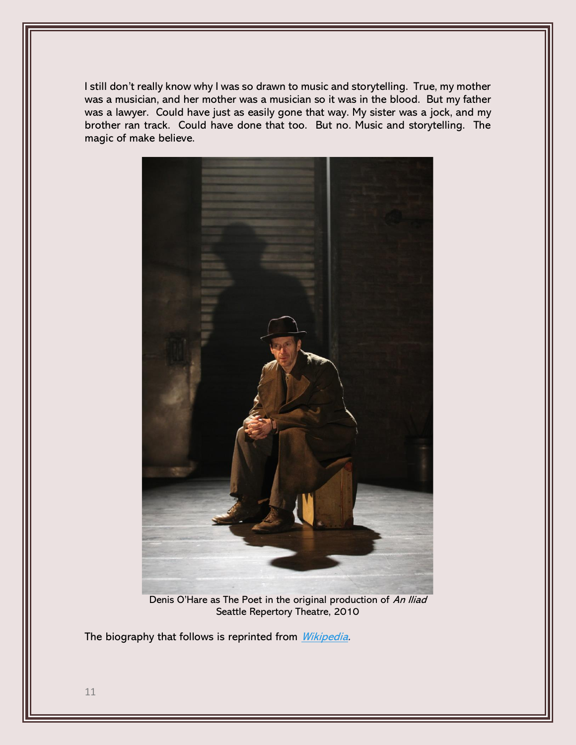I still don't really know why I was so drawn to music and storytelling. True, my mother was a musician, and her mother was a musician so it was in the blood. But my father was a lawyer. Could have just as easily gone that way. My sister was a jock, and my brother ran track. Could have done that too. But no. Music and storytelling. The magic of make believe.

Denis O'Hare as The Poet in the original production of *An Iliad*
Seattle Repertory Theatre, 2010

The biography that follows is reprinted from [Wikipedia](Wikipedia).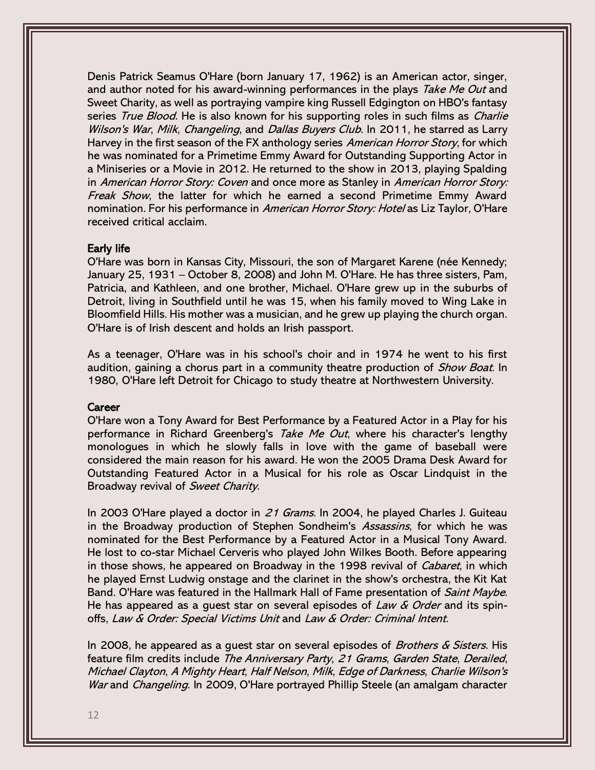Denis Patrick Seamus O'Hare (born January 17, 1962) is an American actor, singer, and author noted for his award-winning performances in the plays *Take Me Out* and Sweet Charity, as well as portraying vampire king Russell Edgington on HBO's fantasy series *True Blood*. He is also known for his supporting roles in such films as *Charlie Wilson's War*, *Milk*, *Changeling*, and *Dallas Buyers Club*. In 2011, he starred as Larry Harvey in the first season of the FX anthology series *American Horror Story*, for which he was nominated for a Primetime Emmy Award for Outstanding Supporting Actor in a Miniseries or a Movie in 2012. He returned to the show in 2013, playing Spalding in *American Horror Story: Coven* and once more as Stanley in *American Horror Story: Freak Show*, the latter for which he earned a second Primetime Emmy Award nomination. For his performance in *American Horror Story: Hotel* as Liz Taylor, O'Hare received critical acclaim.

## Early life

O'Hare was born in Kansas City, Missouri, the son of Margaret Karene (née Kennedy; January 25, 1931 – October 8, 2008) and John M. O'Hare. He has three sisters, Pam, Patricia, and Kathleen, and one brother, Michael. O'Hare grew up in the suburbs of Detroit, living in Southfield until he was 15, when his family moved to Wing Lake in Bloomfield Hills. His mother was a musician, and he grew up playing the church organ. O'Hare is of Irish descent and holds an Irish passport.

As a teenager, O'Hare was in his school's choir and in 1974 he went to his first audition, gaining a chorus part in a community theatre production of *Show Boat*. In 1980, O'Hare left Detroit for Chicago to study theatre at Northwestern University.

## Career

O'Hare won a Tony Award for Best Performance by a Featured Actor in a Play for his performance in Richard Greenberg's *Take Me Out*, where his character's lengthy monologues in which he slowly falls in love with the game of baseball were considered the main reason for his award. He won the 2005 Drama Desk Award for Outstanding Featured Actor in a Musical for his role as Oscar Lindquist in the Broadway revival of *Sweet Charity*.

In 2003 O'Hare played a doctor in *21 Grams*. In 2004, he played Charles J. Guiteau in the Broadway production of Stephen Sondheim's *Assassins*, for which he was nominated for the Best Performance by a Featured Actor in a Musical Tony Award. He lost to co-star Michael Cerveris who played John Wilkes Booth. Before appearing in those shows, he appeared on Broadway in the 1998 revival of *Cabaret*, in which he played Ernst Ludwig onstage and the clarinet in the show's orchestra, the Kit Kat Band. O'Hare was featured in the Hallmark Hall of Fame presentation of *Saint Maybe*. He has appeared as a guest star on several episodes of *Law & Order* and its spin-offs, *Law & Order: Special Victims Unit* and *Law & Order: Criminal Intent*.

In 2008, he appeared as a guest star on several episodes of *Brothers & Sisters*. His feature film credits include *The Anniversary Party*, *21 Grams*, *Garden State*, *Derailed*, *Michael Clayton*, *A Mighty Heart*, *Half Nelson*, *Milk*, *Edge of Darkness*, *Charlie Wilson's War* and *Changeling*. In 2009, O'Hare portrayed Phillip Steele (an amalgam character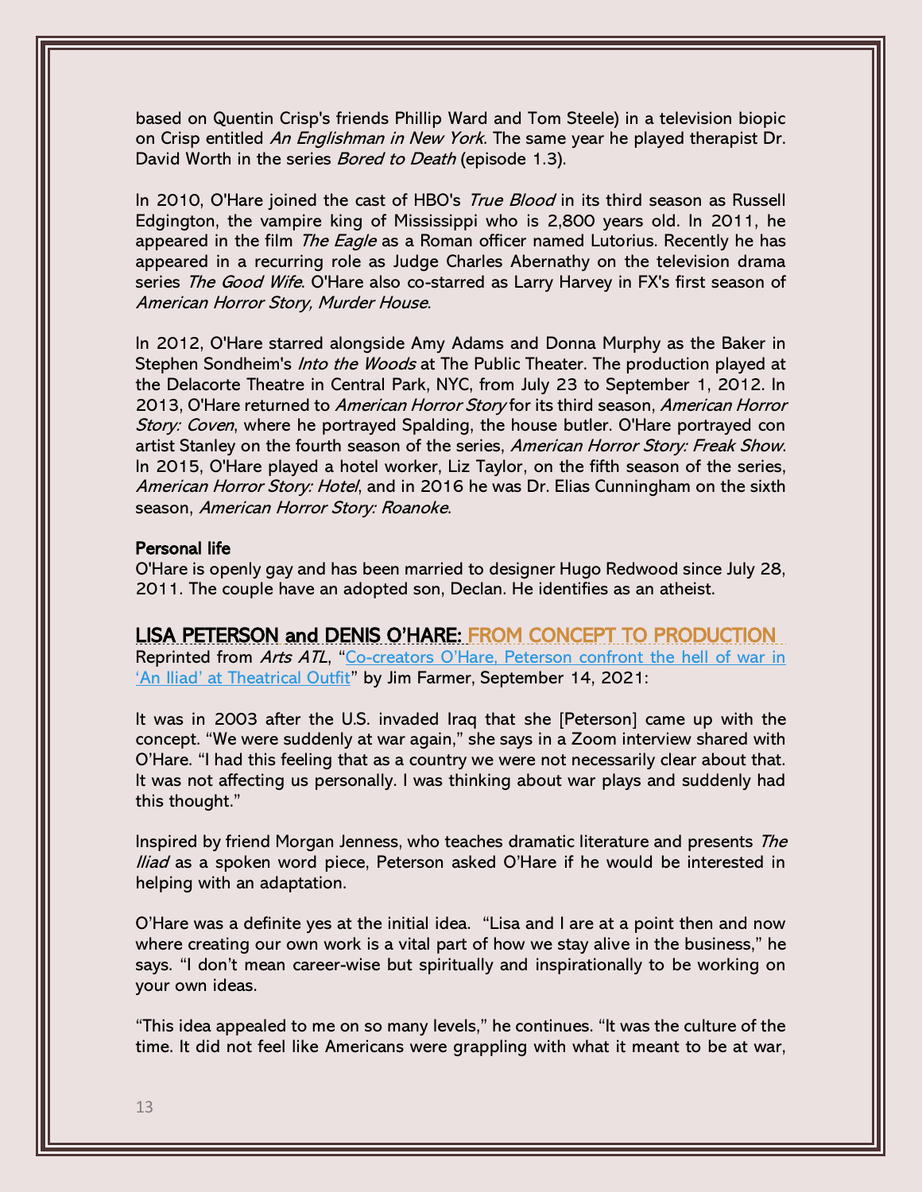based on Quentin Crisp's friends Phillip Ward and Tom Steele) in a television biopic on Crisp entitled *An Englishman in New York*. The same year he played therapist Dr. David Worth in the series *Bored to Death* (episode 1.3).

In 2010, O'Hare joined the cast of HBO's *True Blood* in its third season as Russell Edgington, the vampire king of Mississippi who is 2,800 years old. In 2011, he appeared in the film *The Eagle* as a Roman officer named Lutorius. Recently he has appeared in a recurring role as Judge Charles Abernathy on the television drama series *The Good Wife*. O'Hare also co-starred as Larry Harvey in FX's first season of *American Horror Story, Murder House*.

In 2012, O'Hare starred alongside Amy Adams and Donna Murphy as the Baker in Stephen Sondheim's *Into the Woods* at The Public Theater. The production played at the Delacorte Theatre in Central Park, NYC, from July 23 to September 1, 2012. In 2013, O'Hare returned to *American Horror Story* for its third season, *American Horror Story: Coven*, where he portrayed Spalding, the house butler. O'Hare portrayed con artist Stanley on the fourth season of the series, *American Horror Story: Freak Show*. In 2015, O'Hare played a hotel worker, Liz Taylor, on the fifth season of the series, *American Horror Story: Hotel*, and in 2016 he was Dr. Elias Cunningham on the sixth season, *American Horror Story: Roanoke*.

**Personal life**

O'Hare is openly gay and has been married to designer Hugo Redwood since July 28, 2011. The couple have an adopted son, Declan. He identifies as an atheist.

## LISA PETERSON and DENIS O'HARE: FROM CONCEPT TO PRODUCTION

Reprinted from *Arts ATL*, "Co-creators O'Hare, Peterson confront the hell of war in 'An Iliad' at Theatrical Outfit" by Jim Farmer, September 14, 2021:

It was in 2003 after the U.S. invaded Iraq that she [Peterson] came up with the concept. "We were suddenly at war again," she says in a Zoom interview shared with O'Hare. "I had this feeling that as a country we were not necessarily clear about that. It was not affecting us personally. I was thinking about war plays and suddenly had this thought."

Inspired by friend Morgan Jenness, who teaches dramatic literature and presents *The Iliad* as a spoken word piece, Peterson asked O'Hare if he would be interested in helping with an adaptation.

O'Hare was a definite yes at the initial idea. "Lisa and I are at a point then and now where creating our own work is a vital part of how we stay alive in the business," he says. "I don't mean career-wise but spiritually and inspirationally to be working on your own ideas.

"This idea appealed to me on so many levels," he continues. "It was the culture of the time. It did not feel like Americans were grappling with what it meant to be at war,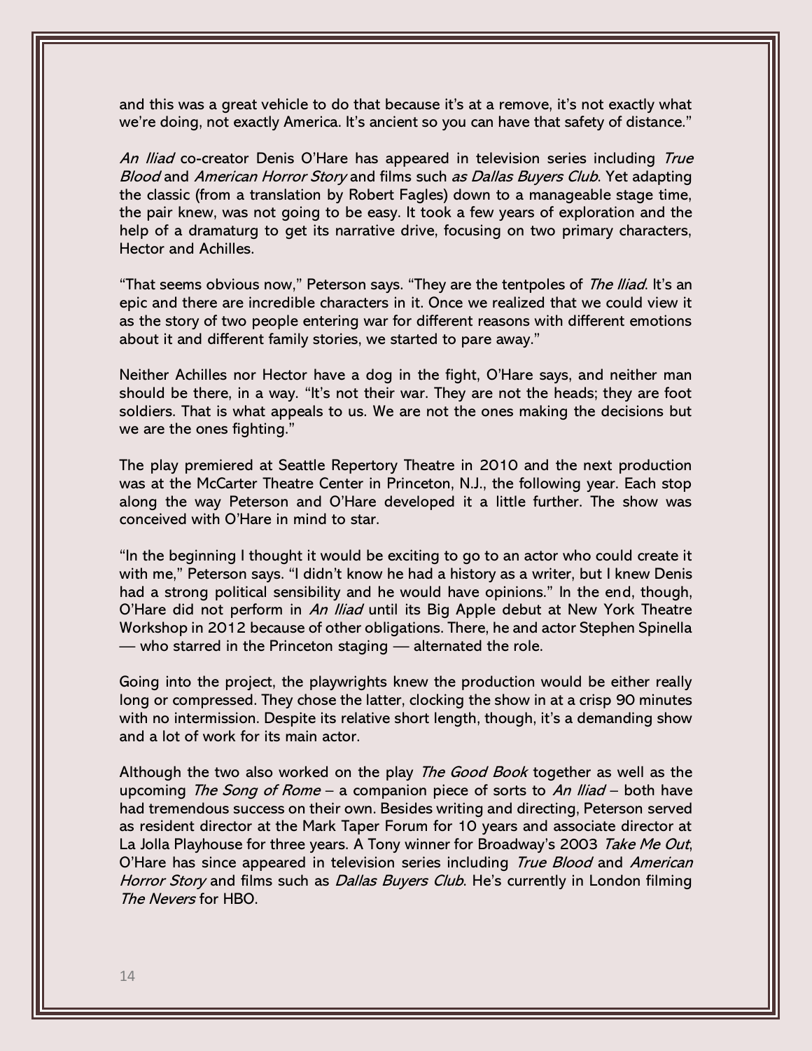and this was a great vehicle to do that because it's at a remove, it's not exactly what we're doing, not exactly America. It's ancient so you can have that safety of distance."

*An Iliad* co-creator Denis O'Hare has appeared in television series including *True Blood* and *American Horror Story* and films such *as Dallas Buyers Club*. Yet adapting the classic (from a translation by Robert Fagles) down to a manageable stage time, the pair knew, was not going to be easy. It took a few years of exploration and the help of a dramaturg to get its narrative drive, focusing on two primary characters, Hector and Achilles.

"That seems obvious now," Peterson says. "They are the tentpoles of *The Iliad*. It's an epic and there are incredible characters in it. Once we realized that we could view it as the story of two people entering war for different reasons with different emotions about it and different family stories, we started to pare away."

Neither Achilles nor Hector have a dog in the fight, O'Hare says, and neither man should be there, in a way. "It's not their war. They are not the heads; they are foot soldiers. That is what appeals to us. We are not the ones making the decisions but we are the ones fighting."

The play premiered at Seattle Repertory Theatre in 2010 and the next production was at the McCarter Theatre Center in Princeton, N.J., the following year. Each stop along the way Peterson and O'Hare developed it a little further. The show was conceived with O'Hare in mind to star.

"In the beginning I thought it would be exciting to go to an actor who could create it with me," Peterson says. "I didn't know he had a history as a writer, but I knew Denis had a strong political sensibility and he would have opinions." In the end, though, O'Hare did not perform in *An Iliad* until its Big Apple debut at New York Theatre Workshop in 2012 because of other obligations. There, he and actor Stephen Spinella — who starred in the Princeton staging — alternated the role.

Going into the project, the playwrights knew the production would be either really long or compressed. They chose the latter, clocking the show in at a crisp 90 minutes with no intermission. Despite its relative short length, though, it's a demanding show and a lot of work for its main actor.

Although the two also worked on the play *The Good Book* together as well as the upcoming *The Song of Rome* – a companion piece of sorts to *An Iliad* – both have had tremendous success on their own. Besides writing and directing, Peterson served as resident director at the Mark Taper Forum for 10 years and associate director at La Jolla Playhouse for three years. A Tony winner for Broadway's 2003 *Take Me Out*, O'Hare has since appeared in television series including *True Blood* and *American Horror Story* and films such as *Dallas Buyers Club*. He's currently in London filming *The Nevers* for HBO.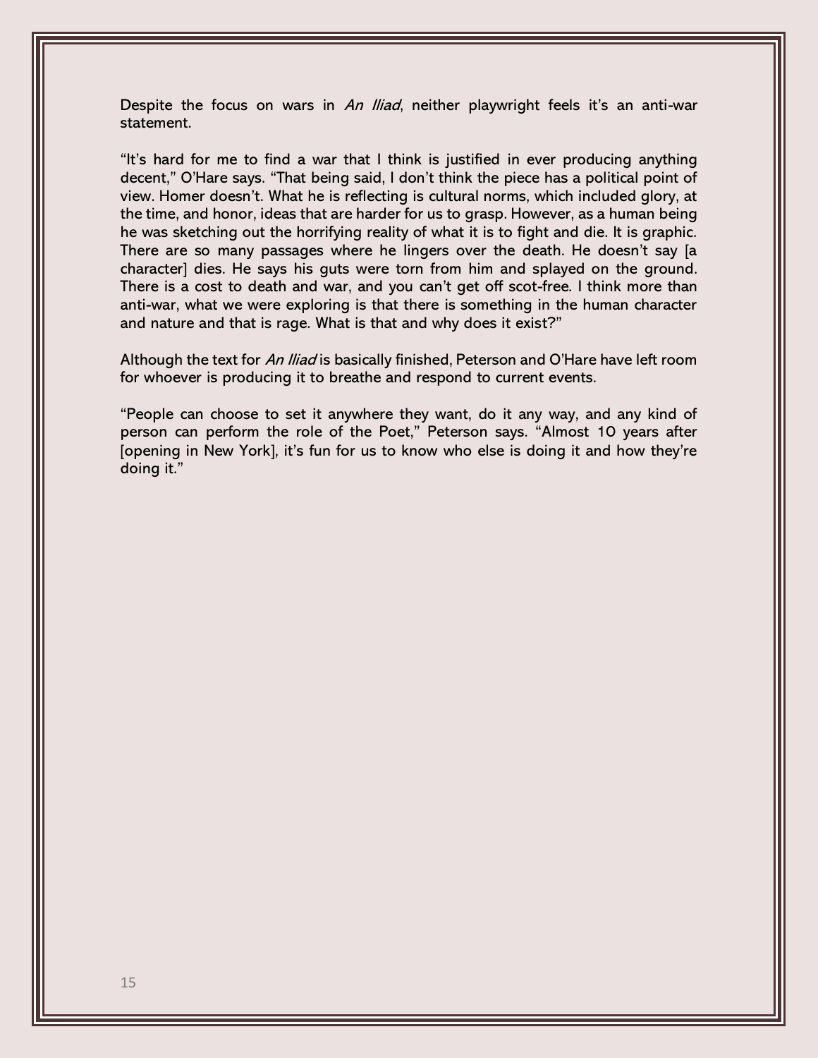Despite the focus on wars in *An Iliad*, neither playwright feels it's an anti-war statement.

"It's hard for me to find a war that I think is justified in ever producing anything decent," O'Hare says. "That being said, I don't think the piece has a political point of view. Homer doesn't. What he is reflecting is cultural norms, which included glory, at the time, and honor, ideas that are harder for us to grasp. However, as a human being he was sketching out the horrifying reality of what it is to fight and die. It is graphic. There are so many passages where he lingers over the death. He doesn't say [a character] dies. He says his guts were torn from him and splayed on the ground. There is a cost to death and war, and you can't get off scot-free. I think more than anti-war, what we were exploring is that there is something in the human character and nature and that is rage. What is that and why does it exist?"

Although the text for *An Iliad* is basically finished, Peterson and O'Hare have left room for whoever is producing it to breathe and respond to current events.

"People can choose to set it anywhere they want, do it any way, and any kind of person can perform the role of the Poet," Peterson says. "Almost 10 years after [opening in New York], it's fun for us to know who else is doing it and how they're doing it."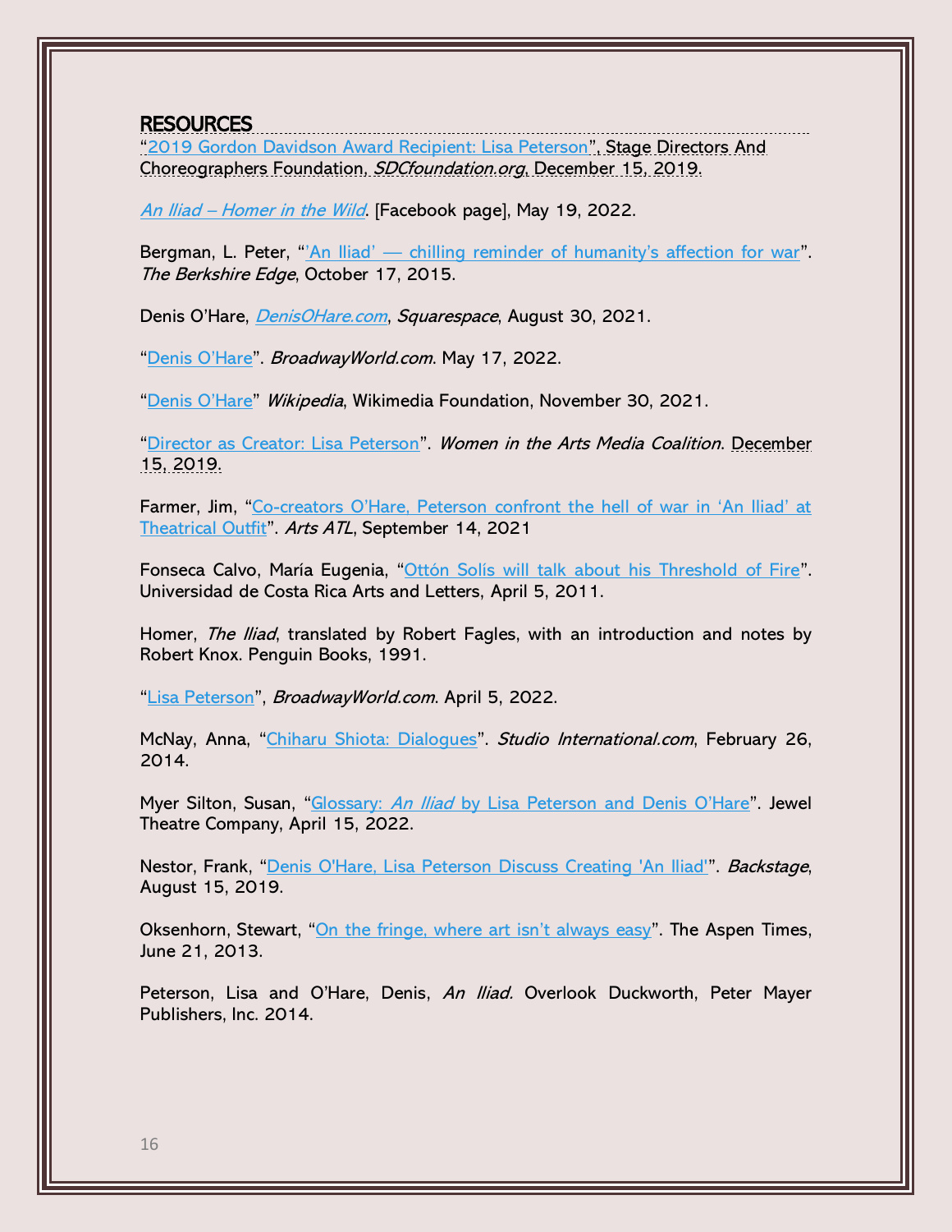## RESOURCES

"2019 Gordon Davidson Award Recipient: Lisa Peterson", Stage Directors And Choreographers Foundation, *SDCfoundation.org*, December 15, 2019.

*An Iliad – Homer in the Wild*. [Facebook page], May 19, 2022.

Bergman, L. Peter, "'An Iliad' — chilling reminder of humanity's affection for war". *The Berkshire Edge*, October 17, 2015.

Denis O'Hare, *DenisOHare.com*, *Squarespace*, August 30, 2021.

"Denis O'Hare". *BroadwayWorld.com*. May 17, 2022.

"Denis O'Hare" *Wikipedia*, Wikimedia Foundation, November 30, 2021.

"Director as Creator: Lisa Peterson". *Women in the Arts Media Coalition*. December 15, 2019.

Farmer, Jim, "Co-creators O'Hare, Peterson confront the hell of war in 'An Iliad' at Theatrical Outfit". *Arts ATL*, September 14, 2021

Fonseca Calvo, María Eugenia, "Ottón Solís will talk about his Threshold of Fire". Universidad de Costa Rica Arts and Letters, April 5, 2011.

Homer, *The Iliad*, translated by Robert Fagles, with an introduction and notes by Robert Knox. Penguin Books, 1991.

"Lisa Peterson", *BroadwayWorld.com*. April 5, 2022.

McNay, Anna, "Chiharu Shiota: Dialogues". *Studio International.com*, February 26, 2014.

Myer Silton, Susan, "Glossary: *An Iliad* by Lisa Peterson and Denis O'Hare". Jewel Theatre Company, April 15, 2022.

Nestor, Frank, "Denis O'Hare, Lisa Peterson Discuss Creating 'An Iliad'". *Backstage*, August 15, 2019.

Oksenhorn, Stewart, "On the fringe, where art isn't always easy". The Aspen Times, June 21, 2013.

Peterson, Lisa and O'Hare, Denis, *An Iliad.* Overlook Duckworth, Peter Mayer Publishers, Inc. 2014.